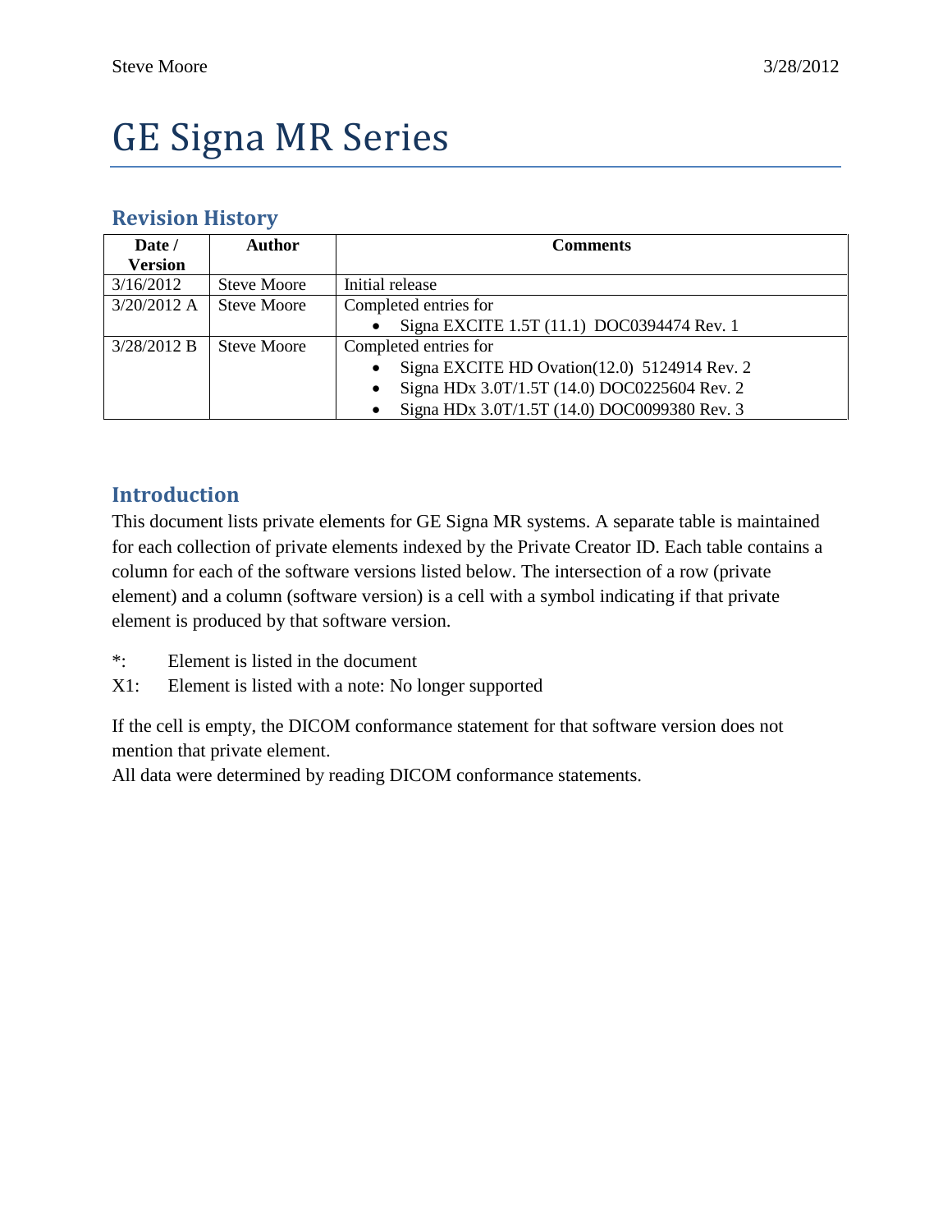# GE Signa MR Series

## Revision History

| Date / Version | Author | Comments |
| --- | --- | --- |
| 3/16/2012 | Steve Moore | Initial release |
| 3/20/2012 A | Steve Moore | Completed entries for<br>• Signa EXCITE 1.5T (11.1) DOC0394474 Rev. 1 |
| 3/28/2012 B | Steve Moore | Completed entries for<br>• Signa EXCITE HD Ovation(12.0) 5124914 Rev. 2<br>• Signa HDx 3.0T/1.5T (14.0) DOC0225604 Rev. 2<br>• Signa HDx 3.0T/1.5T (14.0) DOC0099380 Rev. 3 |

## Introduction

This document lists private elements for GE Signa MR systems. A separate table is maintained for each collection of private elements indexed by the Private Creator ID. Each table contains a column for each of the software versions listed below. The intersection of a row (private element) and a column (software version) is a cell with a symbol indicating if that private element is produced by that software version.

*: Element is listed in the document

X1: Element is listed with a note: No longer supported

If the cell is empty, the DICOM conformance statement for that software version does not mention that private element.

All data were determined by reading DICOM conformance statements.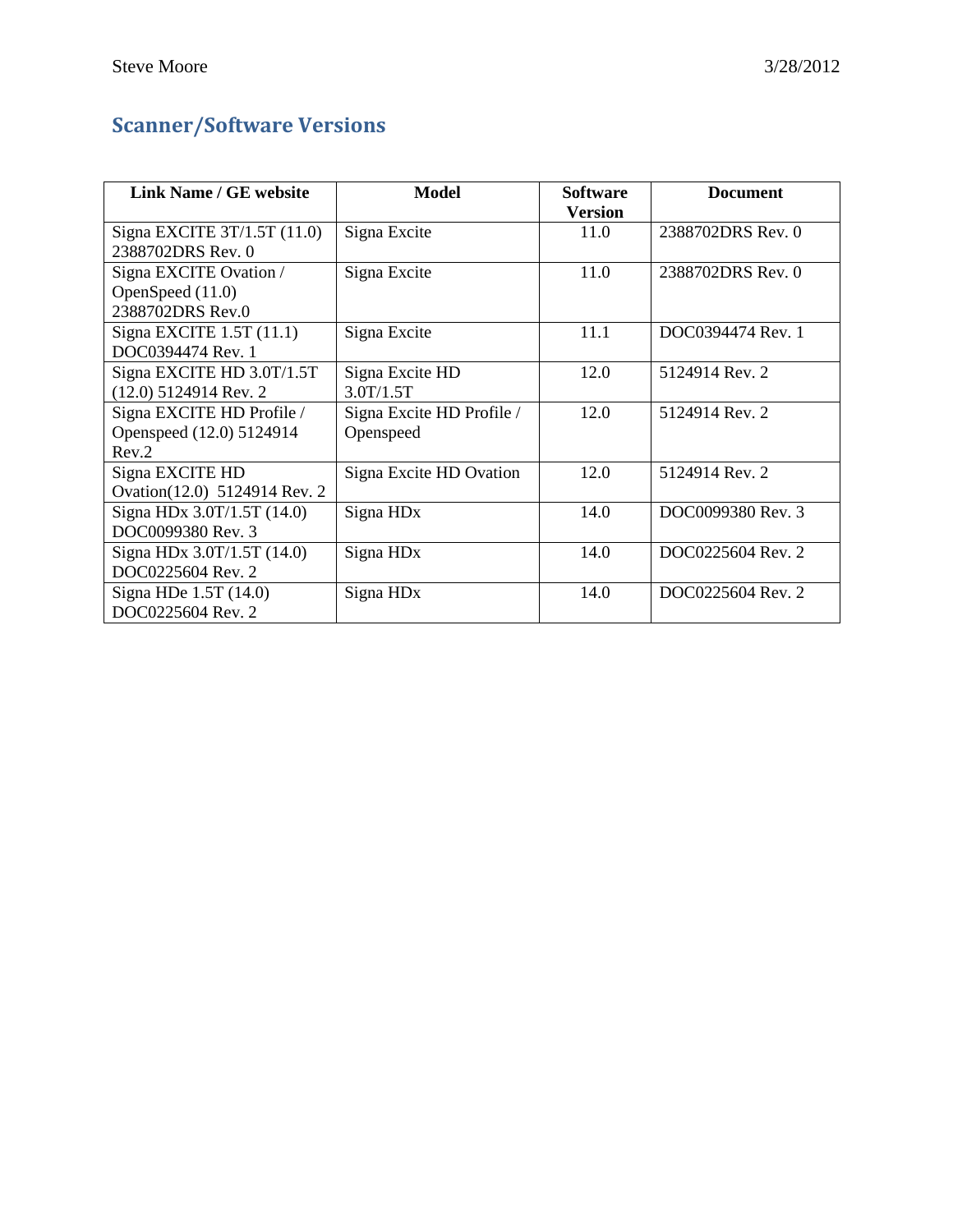## Scanner/Software Versions

| Link Name / GE website | Model | Software Version | Document |
|---|---|---|---|
| Signa EXCITE 3T/1.5T (11.0) 2388702DRS Rev. 0 | Signa Excite | 11.0 | 2388702DRS Rev. 0 |
| Signa EXCITE Ovation / OpenSpeed (11.0) 2388702DRS Rev.0 | Signa Excite | 11.0 | 2388702DRS Rev. 0 |
| Signa EXCITE 1.5T (11.1) DOC0394474 Rev. 1 | Signa Excite | 11.1 | DOC0394474 Rev. 1 |
| Signa EXCITE HD 3.0T/1.5T (12.0) 5124914 Rev. 2 | Signa Excite HD 3.0T/1.5T | 12.0 | 5124914 Rev. 2 |
| Signa EXCITE HD Profile / Openspeed (12.0) 5124914 Rev.2 | Signa Excite HD Profile / Openspeed | 12.0 | 5124914 Rev. 2 |
| Signa EXCITE HD Ovation(12.0) 5124914 Rev. 2 | Signa Excite HD Ovation | 12.0 | 5124914 Rev. 2 |
| Signa HDx 3.0T/1.5T (14.0) DOC0099380 Rev. 3 | Signa HDx | 14.0 | DOC0099380 Rev. 3 |
| Signa HDx 3.0T/1.5T (14.0) DOC0225604 Rev. 2 | Signa HDx | 14.0 | DOC0225604 Rev. 2 |
| Signa HDe 1.5T (14.0) DOC0225604 Rev. 2 | Signa HDx | 14.0 | DOC0225604 Rev. 2 |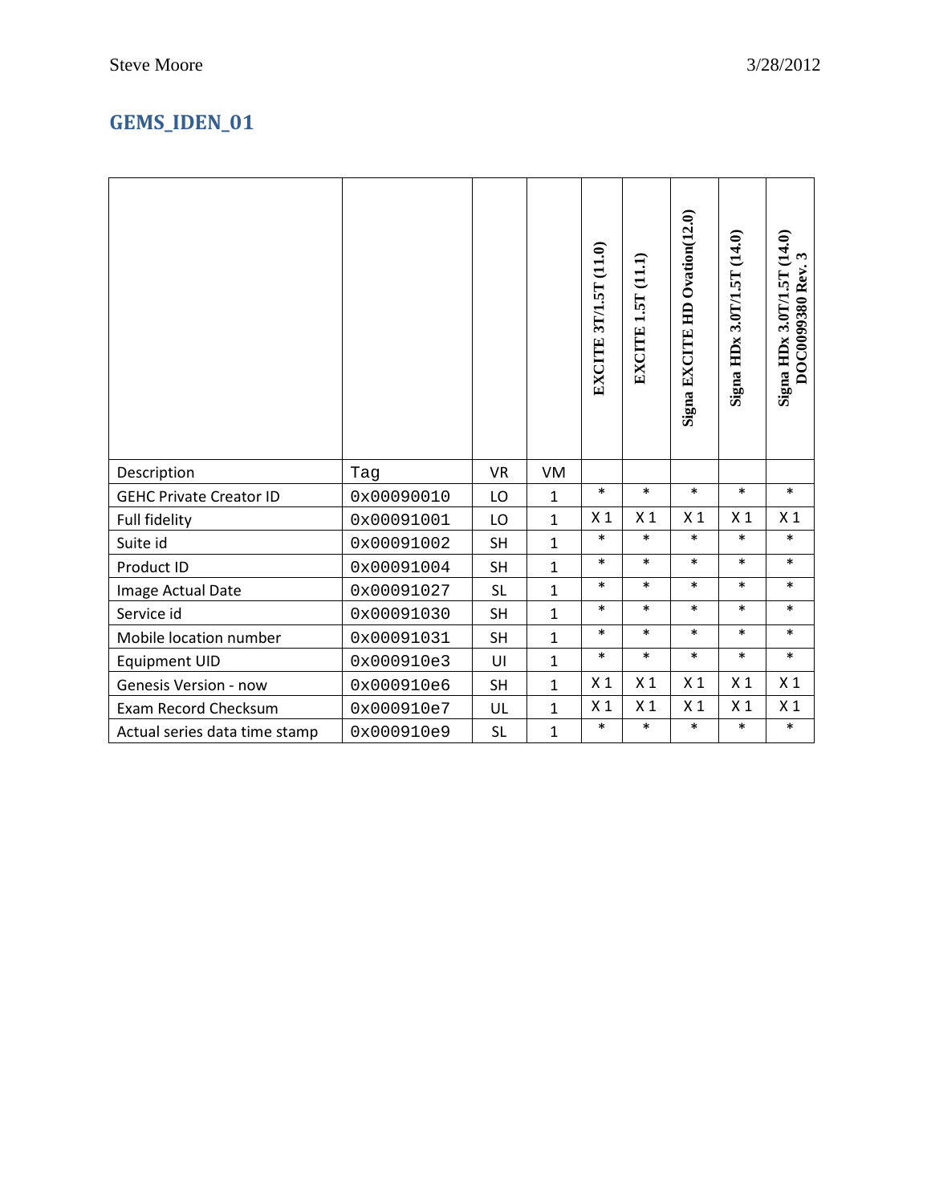## GEMS_IDEN_01

| Description | Tag | VR | VM | EXCITE 3T/1.5T (11.0) | EXCITE 1.5T (11.1) | Signa EXCITE HD Ovation(12.0) | Signa HDx 3.0T/1.5T (14.0) | Signa HDx 3.0T/1.5T (14.0) DOC0099380 Rev. 3 |
|---|---|---|---|---|---|---|---|---|
| GEHC Private Creator ID | 0x00090010 | LO | 1 | * | * | * | * | * |
| Full fidelity | 0x00091001 | LO | 1 | X 1 | X 1 | X 1 | X 1 | X 1 |
| Suite id | 0x00091002 | SH | 1 | * | * | * | * | * |
| Product ID | 0x00091004 | SH | 1 | * | * | * | * | * |
| Image Actual Date | 0x00091027 | SL | 1 | * | * | * | * | * |
| Service id | 0x00091030 | SH | 1 | * | * | * | * | * |
| Mobile location number | 0x00091031 | SH | 1 | * | * | * | * | * |
| Equipment UID | 0x000910e3 | UI | 1 | * | * | * | * | * |
| Genesis Version - now | 0x000910e6 | SH | 1 | X 1 | X 1 | X 1 | X 1 | X 1 |
| Exam Record Checksum | 0x000910e7 | UL | 1 | X 1 | X 1 | X 1 | X 1 | X 1 |
| Actual series data time stamp | 0x000910e9 | SL | 1 | * | * | * | * | * |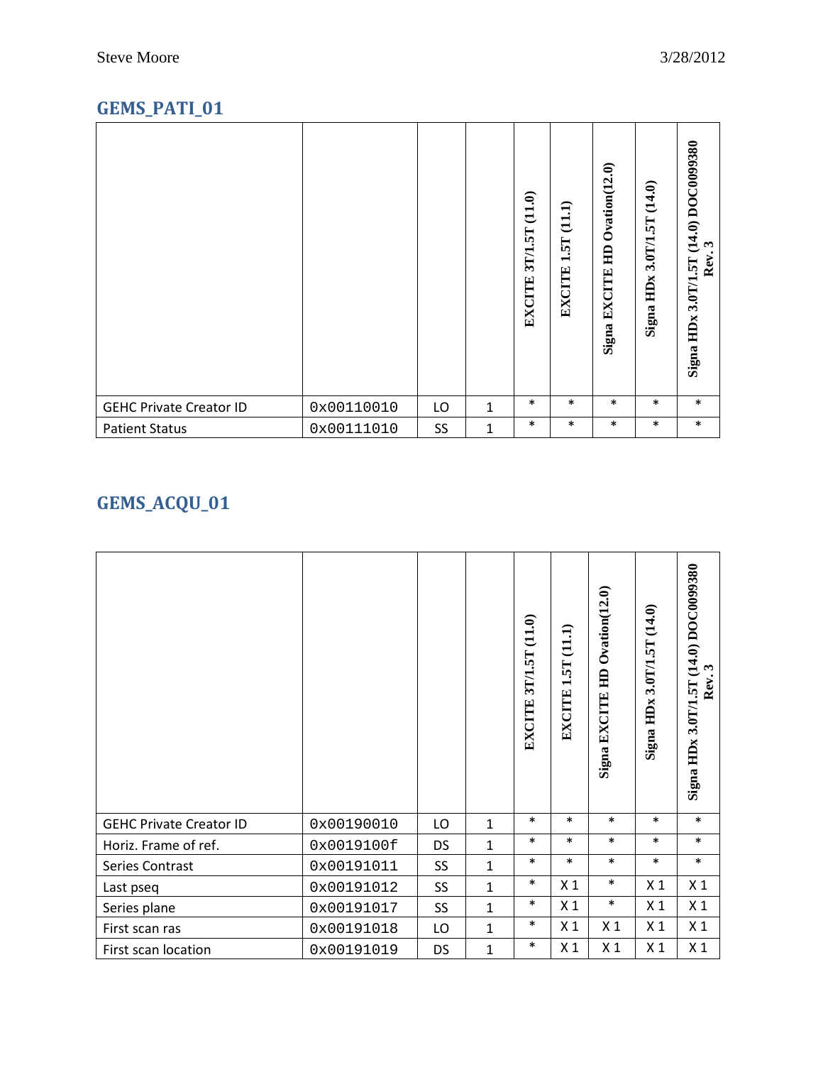## GEMS_PATI_01

| | | | | EXCITE 3T/1.5T (11.0) | EXCITE 1.5T (11.1) | Signa EXCITE HD Ovation(12.0) | Signa HDx 3.0T/1.5T (14.0) | Signa HDx 3.0T/1.5T (14.0) DOC0099380 Rev. 3 |
|---|---|---|---|---|---|---|---|---|
| GEHC Private Creator ID | 0x00110010 | LO | 1 | * | * | * | * | * |
| Patient Status | 0x00111010 | SS | 1 | * | * | * | * | * |

## GEMS_ACQU_01

| | | | | EXCITE 3T/1.5T (11.0) | EXCITE 1.5T (11.1) | Signa EXCITE HD Ovation(12.0) | Signa HDx 3.0T/1.5T (14.0) | Signa HDx 3.0T/1.5T (14.0) DOC0099380 Rev. 3 |
|---|---|---|---|---|---|---|---|---|
| GEHC Private Creator ID | 0x00190010 | LO | 1 | * | * | * | * | * |
| Horiz. Frame of ref. | 0x0019100f | DS | 1 | * | * | * | * | * |
| Series Contrast | 0x00191011 | SS | 1 | * | * | * | * | * |
| Last pseq | 0x00191012 | SS | 1 | * | X 1 | * | X 1 | X 1 |
| Series plane | 0x00191017 | SS | 1 | * | X 1 | * | X 1 | X 1 |
| First scan ras | 0x00191018 | LO | 1 | * | X 1 | X 1 | X 1 | X 1 |
| First scan location | 0x00191019 | DS | 1 | * | X 1 | X 1 | X 1 | X 1 |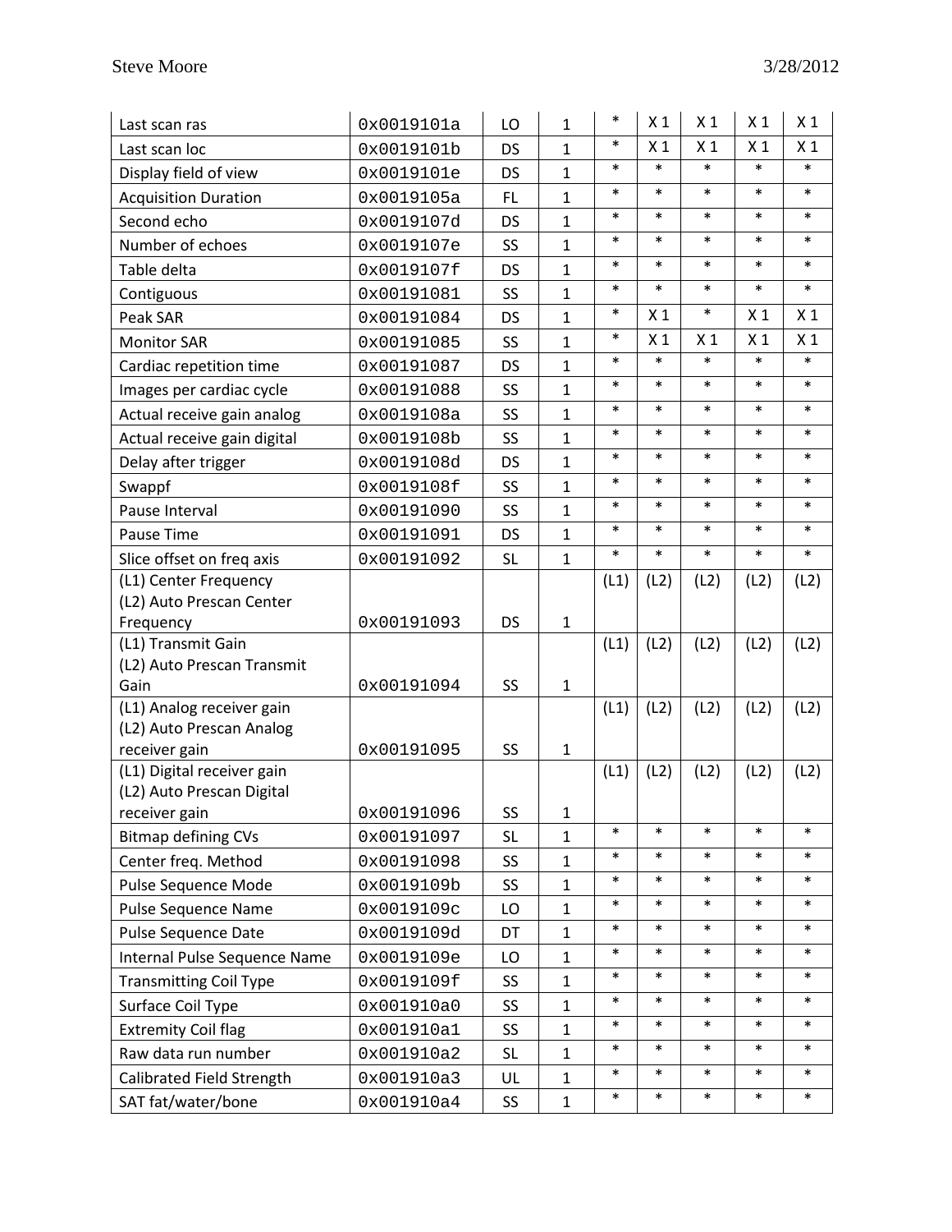| Last scan ras | 0x0019101a | LO | 1 | * | X 1 | X 1 | X 1 | X 1 |
|---|---|---|---|---|---|---|---|---|
| Last scan loc | 0x0019101b | DS | 1 | * | X 1 | X 1 | X 1 | X 1 |
| Display field of view | 0x0019101e | DS | 1 | * | * | * | * | * |
| Acquisition Duration | 0x0019105a | FL | 1 | * | * | * | * | * |
| Second echo | 0x0019107d | DS | 1 | * | * | * | * | * |
| Number of echoes | 0x0019107e | SS | 1 | * | * | * | * | * |
| Table delta | 0x0019107f | DS | 1 | * | * | * | * | * |
| Contiguous | 0x00191081 | SS | 1 | * | * | * | * | * |
| Peak SAR | 0x00191084 | DS | 1 | * | X 1 | * | X 1 | X 1 |
| Monitor SAR | 0x00191085 | SS | 1 | * | X 1 | X 1 | X 1 | X 1 |
| Cardiac repetition time | 0x00191087 | DS | 1 | * | * | * | * | * |
| Images per cardiac cycle | 0x00191088 | SS | 1 | * | * | * | * | * |
| Actual receive gain analog | 0x0019108a | SS | 1 | * | * | * | * | * |
| Actual receive gain digital | 0x0019108b | SS | 1 | * | * | * | * | * |
| Delay after trigger | 0x0019108d | DS | 1 | * | * | * | * | * |
| Swappf | 0x0019108f | SS | 1 | * | * | * | * | * |
| Pause Interval | 0x00191090 | SS | 1 | * | * | * | * | * |
| Pause Time | 0x00191091 | DS | 1 | * | * | * | * | * |
| Slice offset on freq axis | 0x00191092 | SL | 1 | * | * | * | * | * |
| (L1) Center Frequency (L2) Auto Prescan Center Frequency | 0x00191093 | DS | 1 | (L1) | (L2) | (L2) | (L2) | (L2) |
| (L1) Transmit Gain (L2) Auto Prescan Transmit Gain | 0x00191094 | SS | 1 | (L1) | (L2) | (L2) | (L2) | (L2) |
| (L1) Analog receiver gain (L2) Auto Prescan Analog receiver gain | 0x00191095 | SS | 1 | (L1) | (L2) | (L2) | (L2) | (L2) |
| (L1) Digital receiver gain (L2) Auto Prescan Digital receiver gain | 0x00191096 | SS | 1 | (L1) | (L2) | (L2) | (L2) | (L2) |
| Bitmap defining CVs | 0x00191097 | SL | 1 | * | * | * | * | * |
| Center freq. Method | 0x00191098 | SS | 1 | * | * | * | * | * |
| Pulse Sequence Mode | 0x0019109b | SS | 1 | * | * | * | * | * |
| Pulse Sequence Name | 0x0019109c | LO | 1 | * | * | * | * | * |
| Pulse Sequence Date | 0x0019109d | DT | 1 | * | * | * | * | * |
| Internal Pulse Sequence Name | 0x0019109e | LO | 1 | * | * | * | * | * |
| Transmitting Coil Type | 0x0019109f | SS | 1 | * | * | * | * | * |
| Surface Coil Type | 0x001910a0 | SS | 1 | * | * | * | * | * |
| Extremity Coil flag | 0x001910a1 | SS | 1 | * | * | * | * | * |
| Raw data run number | 0x001910a2 | SL | 1 | * | * | * | * | * |
| Calibrated Field Strength | 0x001910a3 | UL | 1 | * | * | * | * | * |
| SAT fat/water/bone | 0x001910a4 | SS | 1 | * | * | * | * | * |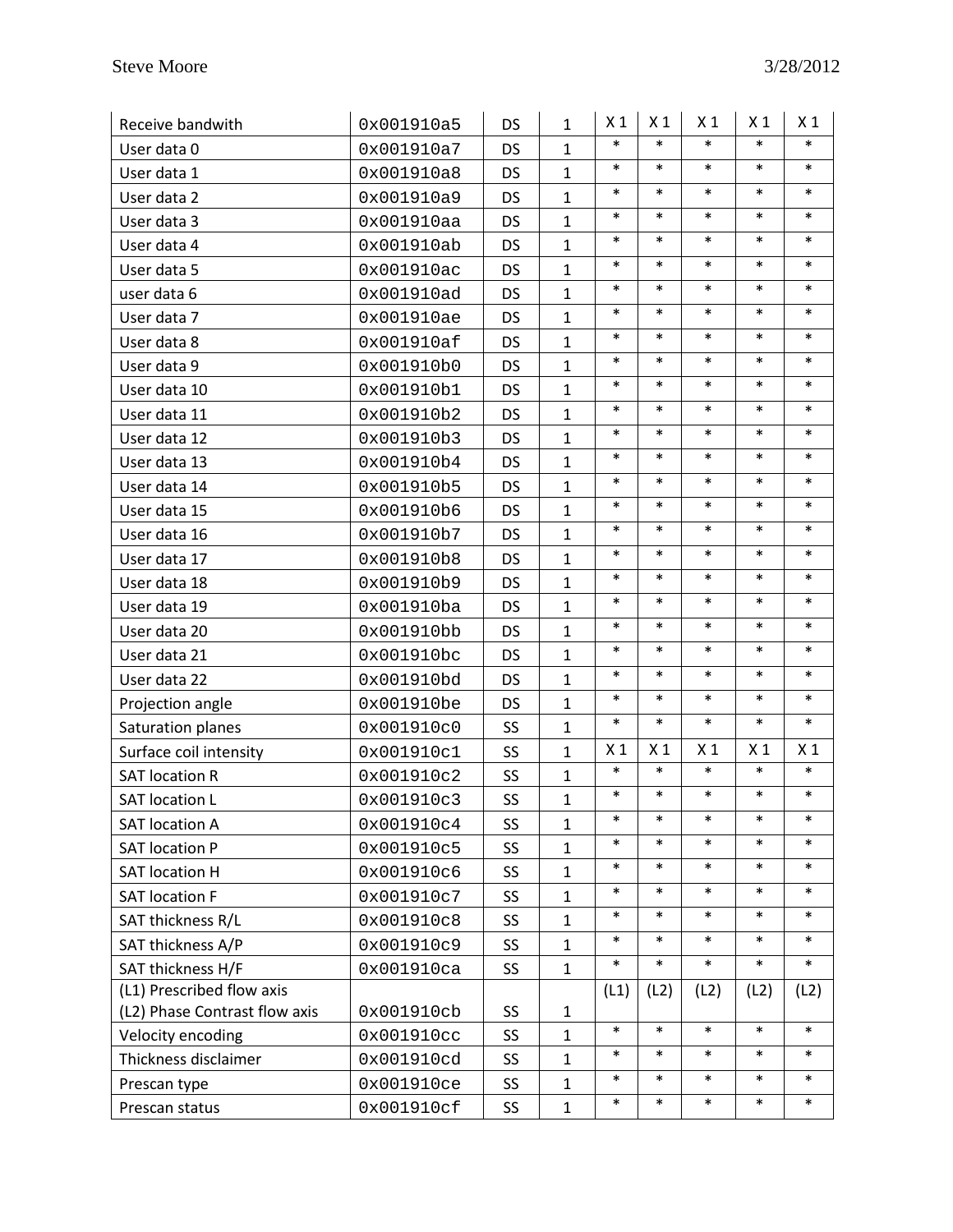| Receive bandwith | 0x001910a5 | DS | 1 | X 1 | X 1 | X 1 | X 1 | X 1 |
|---|---|---|---|---|---|---|---|---|
| User data 0 | 0x001910a7 | DS | 1 | * | * | * | * | * |
| User data 1 | 0x001910a8 | DS | 1 | * | * | * | * | * |
| User data 2 | 0x001910a9 | DS | 1 | * | * | * | * | * |
| User data 3 | 0x001910aa | DS | 1 | * | * | * | * | * |
| User data 4 | 0x001910ab | DS | 1 | * | * | * | * | * |
| User data 5 | 0x001910ac | DS | 1 | * | * | * | * | * |
| user data 6 | 0x001910ad | DS | 1 | * | * | * | * | * |
| User data 7 | 0x001910ae | DS | 1 | * | * | * | * | * |
| User data 8 | 0x001910af | DS | 1 | * | * | * | * | * |
| User data 9 | 0x001910b0 | DS | 1 | * | * | * | * | * |
| User data 10 | 0x001910b1 | DS | 1 | * | * | * | * | * |
| User data 11 | 0x001910b2 | DS | 1 | * | * | * | * | * |
| User data 12 | 0x001910b3 | DS | 1 | * | * | * | * | * |
| User data 13 | 0x001910b4 | DS | 1 | * | * | * | * | * |
| User data 14 | 0x001910b5 | DS | 1 | * | * | * | * | * |
| User data 15 | 0x001910b6 | DS | 1 | * | * | * | * | * |
| User data 16 | 0x001910b7 | DS | 1 | * | * | * | * | * |
| User data 17 | 0x001910b8 | DS | 1 | * | * | * | * | * |
| User data 18 | 0x001910b9 | DS | 1 | * | * | * | * | * |
| User data 19 | 0x001910ba | DS | 1 | * | * | * | * | * |
| User data 20 | 0x001910bb | DS | 1 | * | * | * | * | * |
| User data 21 | 0x001910bc | DS | 1 | * | * | * | * | * |
| User data 22 | 0x001910bd | DS | 1 | * | * | * | * | * |
| Projection angle | 0x001910be | DS | 1 | * | * | * | * | * |
| Saturation planes | 0x001910c0 | SS | 1 | * | * | * | * | * |
| Surface coil intensity | 0x001910c1 | SS | 1 | X 1 | X 1 | X 1 | X 1 | X 1 |
| SAT location R | 0x001910c2 | SS | 1 | * | * | * | * | * |
| SAT location L | 0x001910c3 | SS | 1 | * | * | * | * | * |
| SAT location A | 0x001910c4 | SS | 1 | * | * | * | * | * |
| SAT location P | 0x001910c5 | SS | 1 | * | * | * | * | * |
| SAT location H | 0x001910c6 | SS | 1 | * | * | * | * | * |
| SAT location F | 0x001910c7 | SS | 1 | * | * | * | * | * |
| SAT thickness R/L | 0x001910c8 | SS | 1 | * | * | * | * | * |
| SAT thickness A/P | 0x001910c9 | SS | 1 | * | * | * | * | * |
| SAT thickness H/F | 0x001910ca | SS | 1 | * | * | * | * | * |
| (L1) Prescribed flow axis (L2) Phase Contrast flow axis | 0x001910cb | SS | 1 | (L1) | (L2) | (L2) | (L2) | (L2) |
| Velocity encoding | 0x001910cc | SS | 1 | * | * | * | * | * |
| Thickness disclaimer | 0x001910cd | SS | 1 | * | * | * | * | * |
| Prescan type | 0x001910ce | SS | 1 | * | * | * | * | * |
| Prescan status | 0x001910cf | SS | 1 | * | * | * | * | * |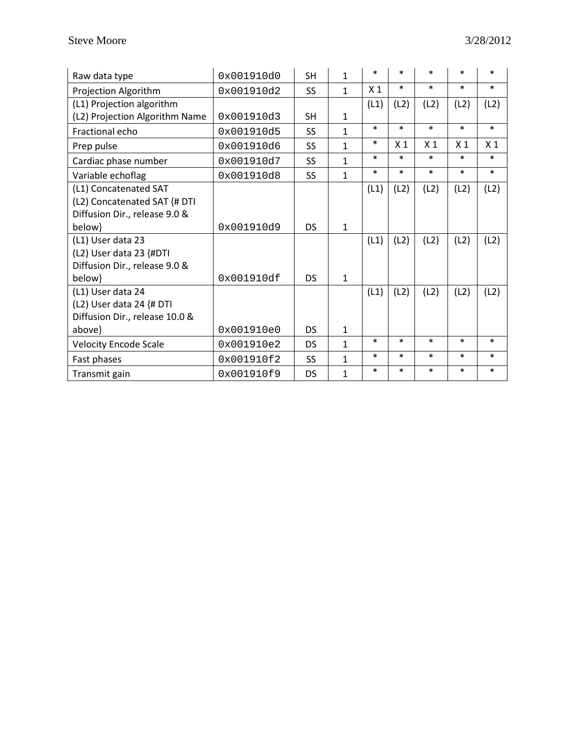| Raw data type | 0x001910d0 | SH | 1 | * | * | * | * | * |
|---|---|---|---|---|---|---|---|---|
| Projection Algorithm | 0x001910d2 | SS | 1 | X 1 | * | * | * | * |
| (L1) Projection algorithm<br>(L2) Projection Algorithm Name | 0x001910d3 | SH | 1 | (L1) | (L2) | (L2) | (L2) | (L2) |
| Fractional echo | 0x001910d5 | SS | 1 | * | * | * | * | * |
| Prep pulse | 0x001910d6 | SS | 1 | * | X 1 | X 1 | X 1 | X 1 |
| Cardiac phase number | 0x001910d7 | SS | 1 | * | * | * | * | * |
| Variable echoflag | 0x001910d8 | SS | 1 | * | * | * | * | * |
| (L1) Concatenated SAT<br>(L2) Concatenated SAT {# DTI Diffusion Dir., release 9.0 & below} | 0x001910d9 | DS | 1 | (L1) | (L2) | (L2) | (L2) | (L2) |
| (L1) User data 23<br>(L2) User data 23 {#DTI Diffusion Dir., release 9.0 & below} | 0x001910df | DS | 1 | (L1) | (L2) | (L2) | (L2) | (L2) |
| (L1) User data 24<br>(L2) User data 24 {# DTI Diffusion Dir., release 10.0 & above} | 0x001910e0 | DS | 1 | (L1) | (L2) | (L2) | (L2) | (L2) |
| Velocity Encode Scale | 0x001910e2 | DS | 1 | * | * | * | * | * |
| Fast phases | 0x001910f2 | SS | 1 | * | * | * | * | * |
| Transmit gain | 0x001910f9 | DS | 1 | * | * | * | * | * |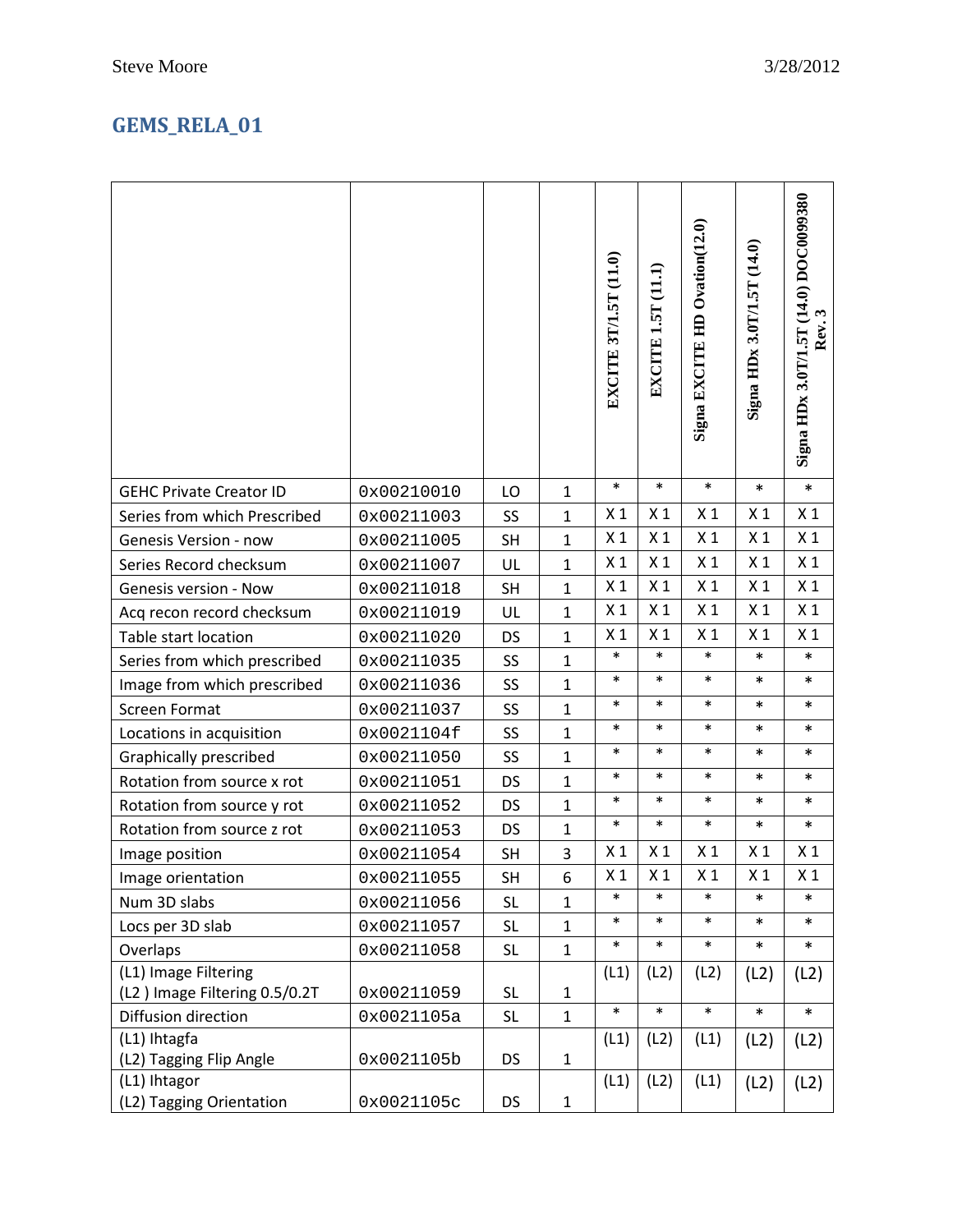# GEMS_RELA_01

| | | | | EXCITE 3T/1.5T (11.0) | EXCITE 1.5T (11.1) | Signa EXCITE HD Ovation(12.0) | Signa HDx 3.0T/1.5T (14.0) | Signa HDx 3.0T/1.5T (14.0) DOC0099380 Rev. 3 |
|---|---|---|---|---|---|---|---|---|
| GEHC Private Creator ID | 0x00210010 | LO | 1 | * | * | * | * | * |
| Series from which Prescribed | 0x00211003 | SS | 1 | X 1 | X 1 | X 1 | X 1 | X 1 |
| Genesis Version - now | 0x00211005 | SH | 1 | X 1 | X 1 | X 1 | X 1 | X 1 |
| Series Record checksum | 0x00211007 | UL | 1 | X 1 | X 1 | X 1 | X 1 | X 1 |
| Genesis version - Now | 0x00211018 | SH | 1 | X 1 | X 1 | X 1 | X 1 | X 1 |
| Acq recon record checksum | 0x00211019 | UL | 1 | X 1 | X 1 | X 1 | X 1 | X 1 |
| Table start location | 0x00211020 | DS | 1 | X 1 | X 1 | X 1 | X 1 | X 1 |
| Series from which prescribed | 0x00211035 | SS | 1 | * | * | * | * | * |
| Image from which prescribed | 0x00211036 | SS | 1 | * | * | * | * | * |
| Screen Format | 0x00211037 | SS | 1 | * | * | * | * | * |
| Locations in acquisition | 0x0021104f | SS | 1 | * | * | * | * | * |
| Graphically prescribed | 0x00211050 | SS | 1 | * | * | * | * | * |
| Rotation from source x rot | 0x00211051 | DS | 1 | * | * | * | * | * |
| Rotation from source y rot | 0x00211052 | DS | 1 | * | * | * | * | * |
| Rotation from source z rot | 0x00211053 | DS | 1 | * | * | * | * | * |
| Image position | 0x00211054 | SH | 3 | X 1 | X 1 | X 1 | X 1 | X 1 |
| Image orientation | 0x00211055 | SH | 6 | X 1 | X 1 | X 1 | X 1 | X 1 |
| Num 3D slabs | 0x00211056 | SL | 1 | * | * | * | * | * |
| Locs per 3D slab | 0x00211057 | SL | 1 | * | * | * | * | * |
| Overlaps | 0x00211058 | SL | 1 | * | * | * | * | * |
| (L1) Image Filtering (L2 ) Image Filtering 0.5/0.2T | 0x00211059 | SL | 1 | (L1) | (L2) | (L2) | (L2) | (L2) |
| Diffusion direction | 0x0021105a | SL | 1 | * | * | * | * | * |
| (L1) Ihtagfa (L2) Tagging Flip Angle | 0x0021105b | DS | 1 | (L1) | (L2) | (L1) | (L2) | (L2) |
| (L1) Ihtagor (L2) Tagging Orientation | 0x0021105c | DS | 1 | (L1) | (L2) | (L1) | (L2) | (L2) |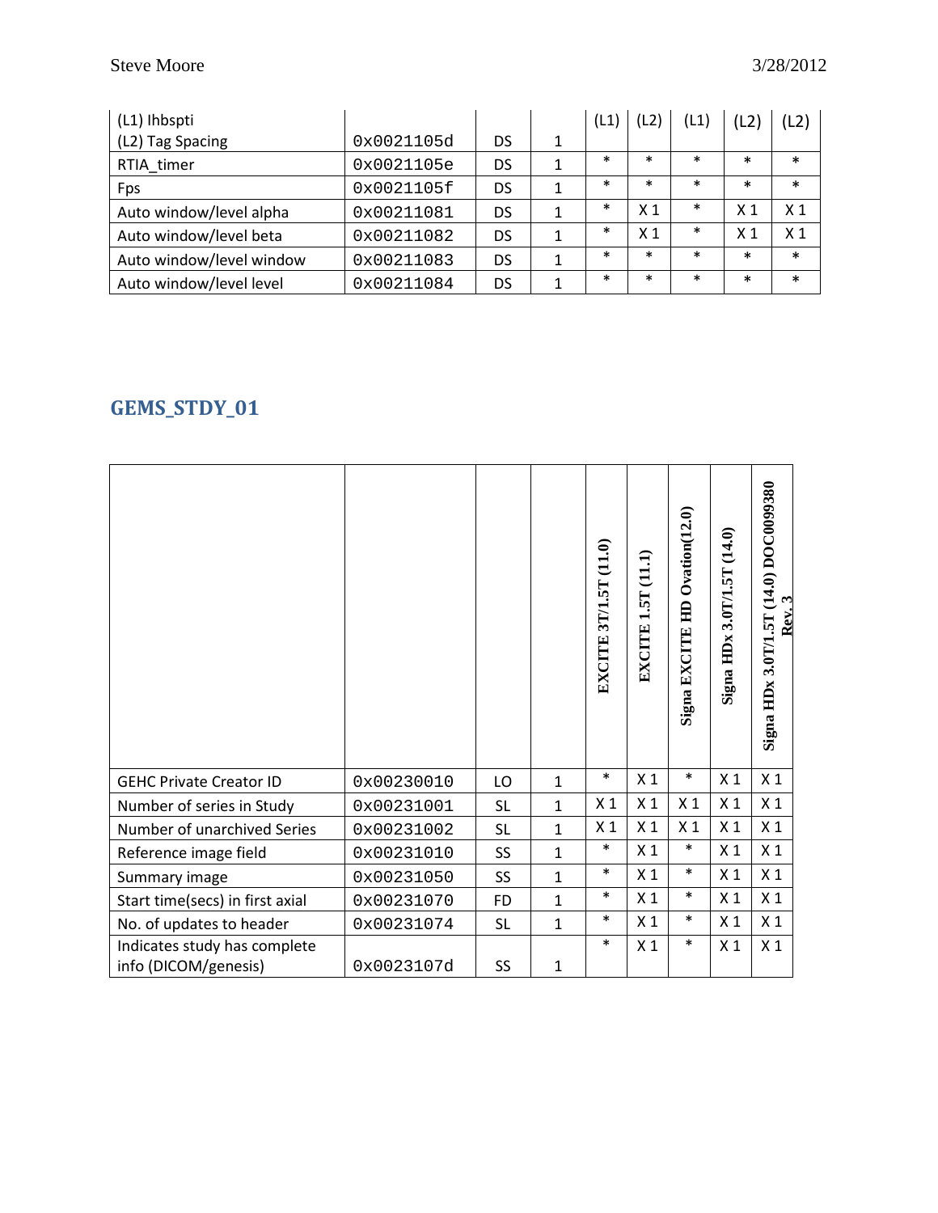| (L1) Ihbspti (L2) Tag Spacing | 0x0021105d | DS | 1 | (L1) | (L2) | (L1) | (L2) | (L2) |
|---|---|---|---|---|---|---|---|---|
| RTIA_timer | 0x0021105e | DS | 1 | * | * | * | * | * |
| Fps | 0x0021105f | DS | 1 | * | * | * | * | * |
| Auto window/level alpha | 0x00211081 | DS | 1 | * | X 1 | * | X 1 | X 1 |
| Auto window/level beta | 0x00211082 | DS | 1 | * | X 1 | * | X 1 | X 1 |
| Auto window/level window | 0x00211083 | DS | 1 | * | * | * | * | * |
| Auto window/level level | 0x00211084 | DS | 1 | * | * | * | * | * |

## GEMS_STDY_01

| | | | | EXCITE 3T/1.5T (11.0) | EXCITE 1.5T (11.1) | Signa EXCITE HD Ovation(12.0) | Signa HDx 3.0T/1.5T (14.0) | Signa HDx 3.0T/1.5T (14.0) DOC0099380 Rev. 3 |
|---|---|---|---|---|---|---|---|---|
| GEHC Private Creator ID | 0x00230010 | LO | 1 | * | X 1 | * | X 1 | X 1 |
| Number of series in Study | 0x00231001 | SL | 1 | X 1 | X 1 | X 1 | X 1 | X 1 |
| Number of unarchived Series | 0x00231002 | SL | 1 | X 1 | X 1 | X 1 | X 1 | X 1 |
| Reference image field | 0x00231010 | SS | 1 | * | X 1 | * | X 1 | X 1 |
| Summary image | 0x00231050 | SS | 1 | * | X 1 | * | X 1 | X 1 |
| Start time(secs) in first axial | 0x00231070 | FD | 1 | * | X 1 | * | X 1 | X 1 |
| No. of updates to header | 0x00231074 | SL | 1 | * | X 1 | * | X 1 | X 1 |
| Indicates study has complete info (DICOM/genesis) | 0x0023107d | SS | 1 | * | X 1 | * | X 1 | X 1 |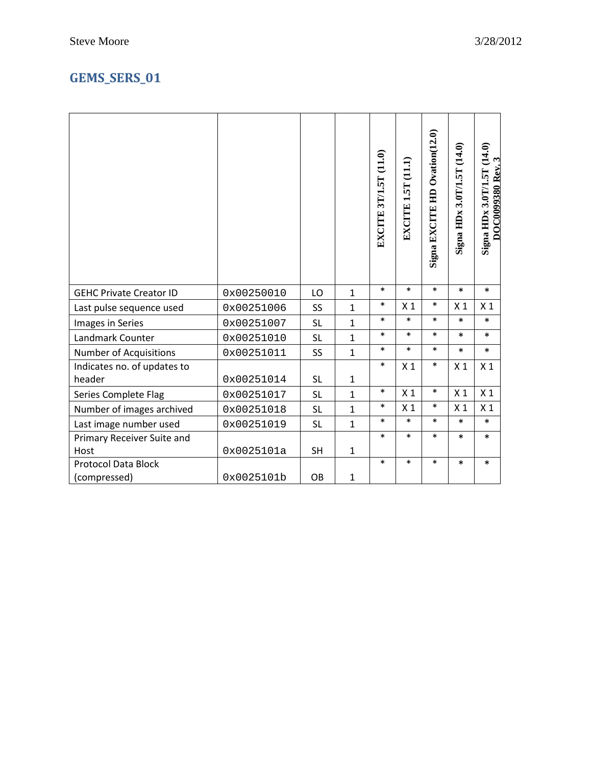## GEMS_SERS_01

| | | | | EXCITE 3T/1.5T (11.0) | EXCITE 1.5T (11.1) | Signa EXCITE HD Ovation(12.0) | Signa HDx 3.0T/1.5T (14.0) | Signa HDx 3.0T/1.5T (14.0) DOC0099380 Rev. 3 |
|---|---|---|---|---|---|---|---|---|
| GEHC Private Creator ID | 0x00250010 | LO | 1 | * | * | * | * | * |
| Last pulse sequence used | 0x00251006 | SS | 1 | * | X 1 | * | X 1 | X 1 |
| Images in Series | 0x00251007 | SL | 1 | * | * | * | * | * |
| Landmark Counter | 0x00251010 | SL | 1 | * | * | * | * | * |
| Number of Acquisitions | 0x00251011 | SS | 1 | * | * | * | * | * |
| Indicates no. of updates to header | 0x00251014 | SL | 1 | * | X 1 | * | X 1 | X 1 |
| Series Complete Flag | 0x00251017 | SL | 1 | * | X 1 | * | X 1 | X 1 |
| Number of images archived | 0x00251018 | SL | 1 | * | X 1 | * | X 1 | X 1 |
| Last image number used | 0x00251019 | SL | 1 | * | * | * | * | * |
| Primary Receiver Suite and Host | 0x0025101a | SH | 1 | * | * | * | * | * |
| Protocol Data Block (compressed) | 0x0025101b | OB | 1 | * | * | * | * | * |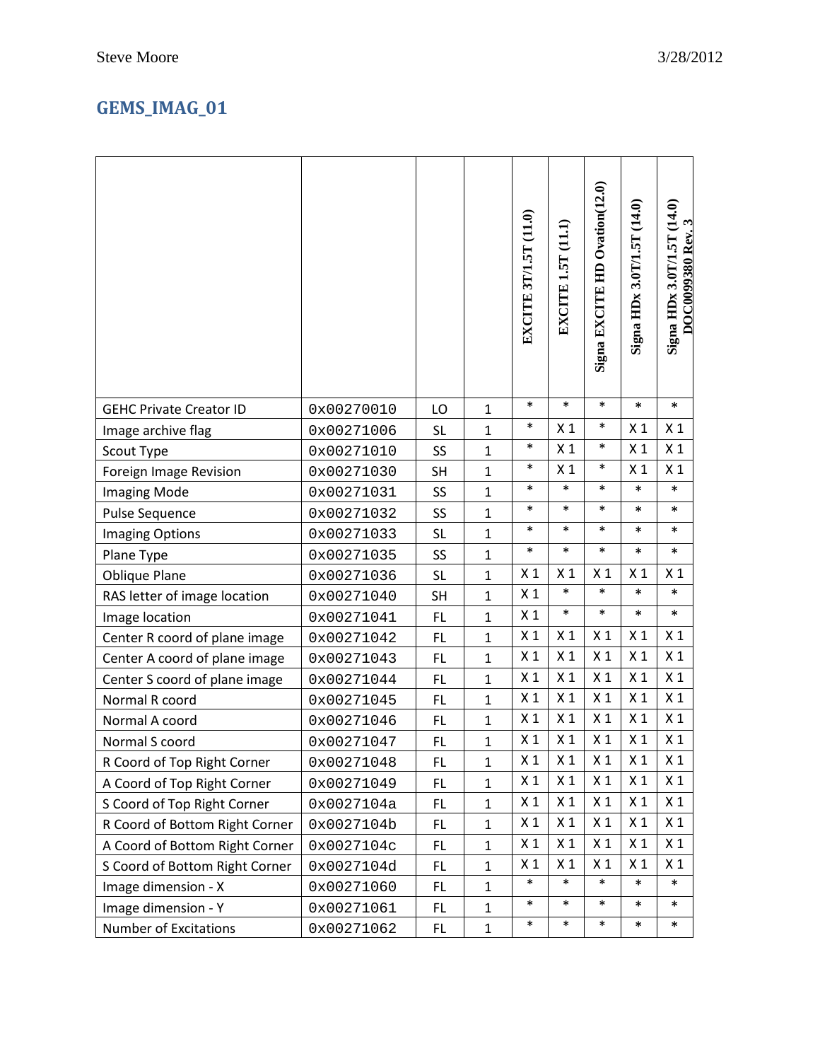## GEMS_IMAG_01

| | | | | EXCITE 3T/1.5T (11.0) | EXCITE 1.5T (11.1) | Signa EXCITE HD Ovation(12.0) | Signa HDx 3.0T/1.5T (14.0) | Signa HDx 3.0T/1.5T (14.0) DOC0099380 Rev. 3 |
|---|---|---|---|---|---|---|---|---|
| GEHC Private Creator ID | 0x00270010 | LO | 1 | * | * | * | * | * |
| Image archive flag | 0x00271006 | SL | 1 | * | X 1 | * | X 1 | X 1 |
| Scout Type | 0x00271010 | SS | 1 | * | X 1 | * | X 1 | X 1 |
| Foreign Image Revision | 0x00271030 | SH | 1 | * | X 1 | * | X 1 | X 1 |
| Imaging Mode | 0x00271031 | SS | 1 | * | * | * | * | * |
| Pulse Sequence | 0x00271032 | SS | 1 | * | * | * | * | * |
| Imaging Options | 0x00271033 | SL | 1 | * | * | * | * | * |
| Plane Type | 0x00271035 | SS | 1 | * | * | * | * | * |
| Oblique Plane | 0x00271036 | SL | 1 | X 1 | X 1 | X 1 | X 1 | X 1 |
| RAS letter of image location | 0x00271040 | SH | 1 | X 1 | * | * | * | * |
| Image location | 0x00271041 | FL | 1 | X 1 | * | * | * | * |
| Center R coord of plane image | 0x00271042 | FL | 1 | X 1 | X 1 | X 1 | X 1 | X 1 |
| Center A coord of plane image | 0x00271043 | FL | 1 | X 1 | X 1 | X 1 | X 1 | X 1 |
| Center S coord of plane image | 0x00271044 | FL | 1 | X 1 | X 1 | X 1 | X 1 | X 1 |
| Normal R coord | 0x00271045 | FL | 1 | X 1 | X 1 | X 1 | X 1 | X 1 |
| Normal A coord | 0x00271046 | FL | 1 | X 1 | X 1 | X 1 | X 1 | X 1 |
| Normal S coord | 0x00271047 | FL | 1 | X 1 | X 1 | X 1 | X 1 | X 1 |
| R Coord of Top Right Corner | 0x00271048 | FL | 1 | X 1 | X 1 | X 1 | X 1 | X 1 |
| A Coord of Top Right Corner | 0x00271049 | FL | 1 | X 1 | X 1 | X 1 | X 1 | X 1 |
| S Coord of Top Right Corner | 0x0027104a | FL | 1 | X 1 | X 1 | X 1 | X 1 | X 1 |
| R Coord of Bottom Right Corner | 0x0027104b | FL | 1 | X 1 | X 1 | X 1 | X 1 | X 1 |
| A Coord of Bottom Right Corner | 0x0027104c | FL | 1 | X 1 | X 1 | X 1 | X 1 | X 1 |
| S Coord of Bottom Right Corner | 0x0027104d | FL | 1 | X 1 | X 1 | X 1 | X 1 | X 1 |
| Image dimension - X | 0x00271060 | FL | 1 | * | * | * | * | * |
| Image dimension - Y | 0x00271061 | FL | 1 | * | * | * | * | * |
| Number of Excitations | 0x00271062 | FL | 1 | * | * | * | * | * |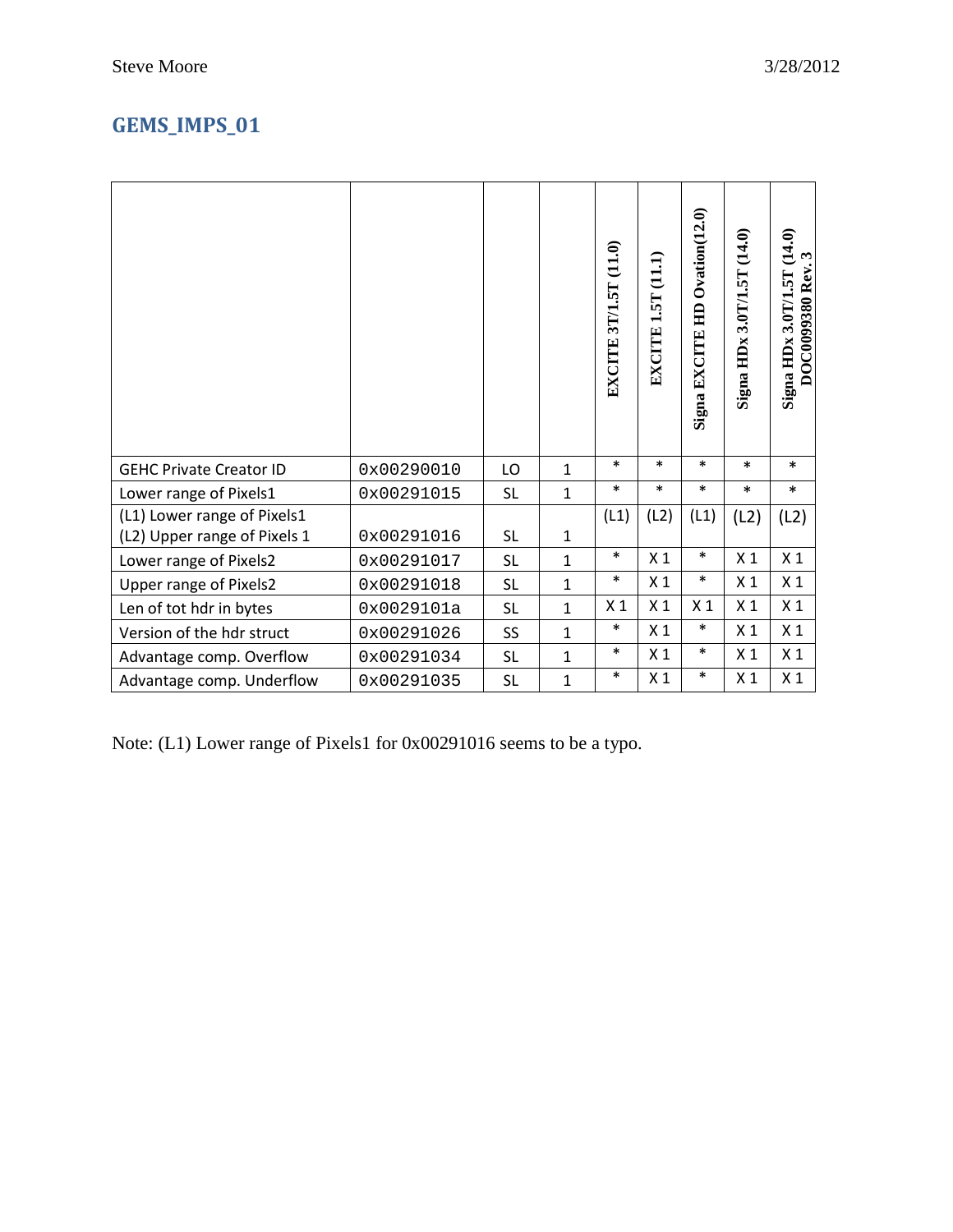## GEMS_IMPS_01

| | | | | EXCITE 3T/1.5T (11.0) | EXCITE 1.5T (11.1) | Signa EXCITE HD Ovation(12.0) | Signa HDx 3.0T/1.5T (14.0) | Signa HDx 3.0T/1.5T (14.0) DOC0099380 Rev. 3 |
|---|---|---|---|---|---|---|---|---|
| GEHC Private Creator ID | 0x00290010 | LO | 1 | * | * | * | * | * |
| Lower range of Pixels1 | 0x00291015 | SL | 1 | * | * | * | * | * |
| (L1) Lower range of Pixels1<br>(L2) Upper range of Pixels 1 | 0x00291016 | SL | 1 | (L1) | (L2) | (L1) | (L2) | (L2) |
| Lower range of Pixels2 | 0x00291017 | SL | 1 | * | X 1 | * | X 1 | X 1 |
| Upper range of Pixels2 | 0x00291018 | SL | 1 | * | X 1 | * | X 1 | X 1 |
| Len of tot hdr in bytes | 0x0029101a | SL | 1 | X 1 | X 1 | X 1 | X 1 | X 1 |
| Version of the hdr struct | 0x00291026 | SS | 1 | * | X 1 | * | X 1 | X 1 |
| Advantage comp. Overflow | 0x00291034 | SL | 1 | * | X 1 | * | X 1 | X 1 |
| Advantage comp. Underflow | 0x00291035 | SL | 1 | * | X 1 | * | X 1 | X 1 |

Note: (L1) Lower range of Pixels1 for 0x00291016 seems to be a typo.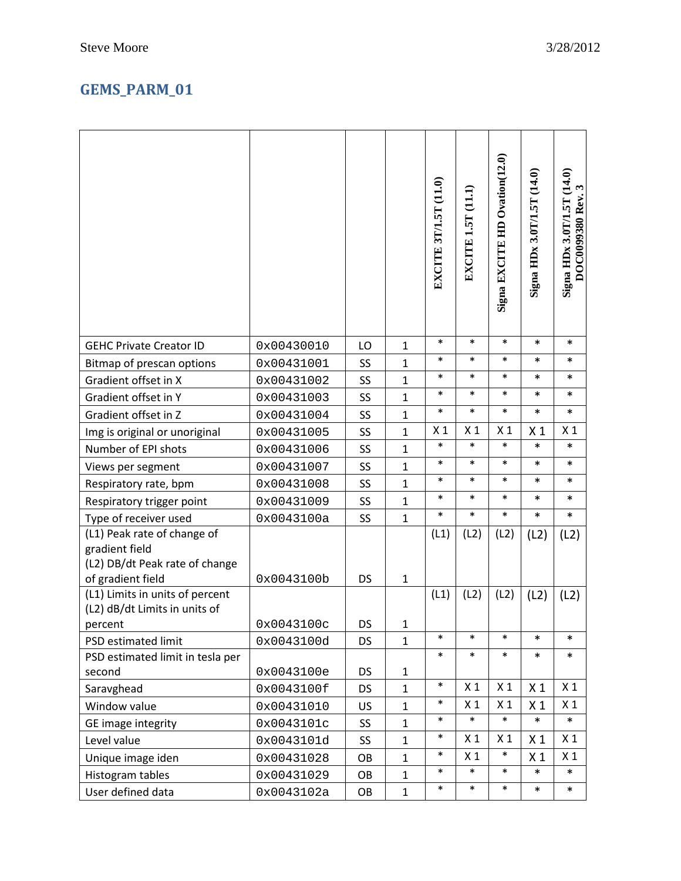## GEMS_PARM_01

| | | | | EXCITE 3T/1.5T (11.0) | EXCITE 1.5T (11.1) | Signa EXCITE HD Ovation(12.0) | Signa HDx 3.0T/1.5T (14.0) | Signa HDx 3.0T/1.5T (14.0) DOC0099380 Rev. 3 |
|---|---|---|---|---|---|---|---|---|
| GEHC Private Creator ID | 0x00430010 | LO | 1 | * | * | * | * | * |
| Bitmap of prescan options | 0x00431001 | SS | 1 | * | * | * | * | * |
| Gradient offset in X | 0x00431002 | SS | 1 | * | * | * | * | * |
| Gradient offset in Y | 0x00431003 | SS | 1 | * | * | * | * | * |
| Gradient offset in Z | 0x00431004 | SS | 1 | * | * | * | * | * |
| Img is original or unoriginal | 0x00431005 | SS | 1 | X 1 | X 1 | X 1 | X 1 | X 1 |
| Number of EPI shots | 0x00431006 | SS | 1 | * | * | * | * | * |
| Views per segment | 0x00431007 | SS | 1 | * | * | * | * | * |
| Respiratory rate, bpm | 0x00431008 | SS | 1 | * | * | * | * | * |
| Respiratory trigger point | 0x00431009 | SS | 1 | * | * | * | * | * |
| Type of receiver used | 0x0043100a | SS | 1 | * | * | * | * | * |
| (L1) Peak rate of change of gradient field (L2) DB/dt Peak rate of change of gradient field | 0x0043100b | DS | 1 | (L1) | (L2) | (L2) | (L2) | (L2) |
| (L1) Limits in units of percent (L2) dB/dt Limits in units of percent | 0x0043100c | DS | 1 | (L1) | (L2) | (L2) | (L2) | (L2) |
| PSD estimated limit | 0x0043100d | DS | 1 | * | * | * | * | * |
| PSD estimated limit in tesla per second | 0x0043100e | DS | 1 | * | * | * | * | * |
| Saravghead | 0x0043100f | DS | 1 | * | X 1 | X 1 | X 1 | X 1 |
| Window value | 0x00431010 | US | 1 | * | X 1 | X 1 | X 1 | X 1 |
| GE image integrity | 0x0043101c | SS | 1 | * | * | * | * | * |
| Level value | 0x0043101d | SS | 1 | * | X 1 | X 1 | X 1 | X 1 |
| Unique image iden | 0x00431028 | OB | 1 | * | X 1 | * | X 1 | X 1 |
| Histogram tables | 0x00431029 | OB | 1 | * | * | * | * | * |
| User defined data | 0x0043102a | OB | 1 | * | * | * | * | * |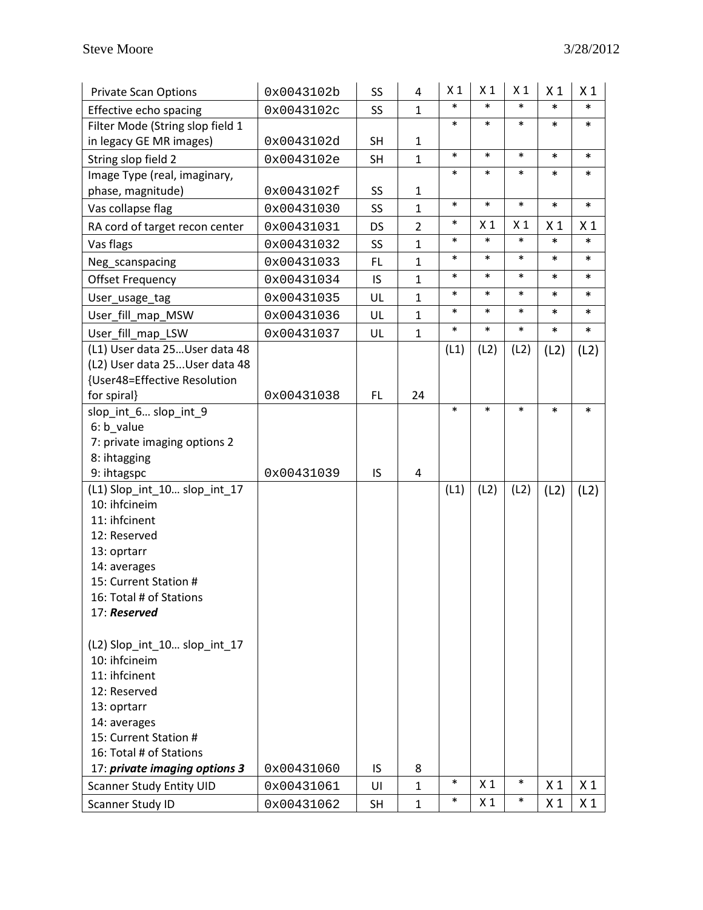| Private Scan Options | 0x0043102b | SS | 4 | X 1 | X 1 | X 1 | X 1 | X 1 |
|---|---|---|---|---|---|---|---|---|
| Effective echo spacing | 0x0043102c | SS | 1 | * | * | * | * | * |
| Filter Mode (String slop field 1 in legacy GE MR images) | 0x0043102d | SH | 1 | * | * | * | * | * |
| String slop field 2 | 0x0043102e | SH | 1 | * | * | * | * | * |
| Image Type (real, imaginary, phase, magnitude) | 0x0043102f | SS | 1 | * | * | * | * | * |
| Vas collapse flag | 0x00431030 | SS | 1 | * | * | * | * | * |
| RA cord of target recon center | 0x00431031 | DS | 2 | * | X 1 | X 1 | X 1 | X 1 |
| Vas flags | 0x00431032 | SS | 1 | * | * | * | * | * |
| Neg_scanspacing | 0x00431033 | FL | 1 | * | * | * | * | * |
| Offset Frequency | 0x00431034 | IS | 1 | * | * | * | * | * |
| User_usage_tag | 0x00431035 | UL | 1 | * | * | * | * | * |
| User_fill_map_MSW | 0x00431036 | UL | 1 | * | * | * | * | * |
| User_fill_map_LSW | 0x00431037 | UL | 1 | * | * | * | * | * |
| (L1) User data 25…User data 48<br>(L2) User data 25…User data 48<br>{User48=Effective Resolution for spiral} | 0x00431038 | FL | 24 | (L1) | (L2) | (L2) | (L2) | (L2) |
| slop_int_6… slop_int_9<br>6: b_value<br>7: private imaging options 2<br>8: ihtagging<br>9: ihtagspc | 0x00431039 | IS | 4 | * | * | * | * | * |
| (L1) Slop_int_10… slop_int_17<br>10: ihfcineim<br>11: ihfcinent<br>12: Reserved<br>13: oprtarr<br>14: averages<br>15: Current Station #<br>16: Total # of Stations<br>17: ***Reserved***<br><br>(L2) Slop_int_10… slop_int_17<br>10: ihfcineim<br>11: ihfcinent<br>12: Reserved<br>13: oprtarr<br>14: averages<br>15: Current Station #<br>16: Total # of Stations<br>17: ***private imaging options 3*** | 0x00431060 | IS | 8 | (L1) | (L2) | (L2) | (L2) | (L2) |
| Scanner Study Entity UID | 0x00431061 | UI | 1 | * | X 1 | * | X 1 | X 1 |
| Scanner Study ID | 0x00431062 | SH | 1 | * | X 1 | * | X 1 | X 1 |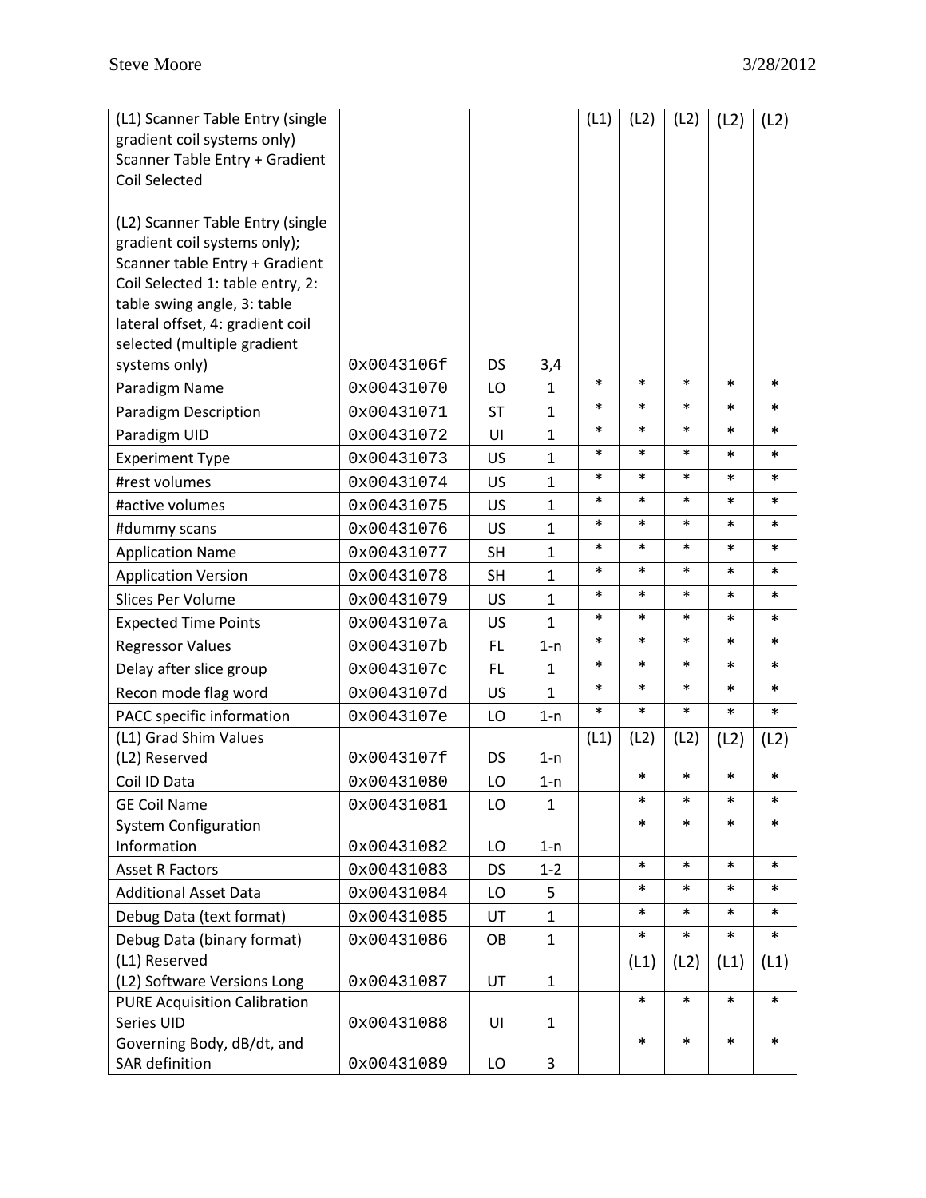| | | | | | | | | |
|---|---|---|---|---|---|---|---|---|
| (L1) Scanner Table Entry (single gradient coil systems only) Scanner Table Entry + Gradient Coil Selected<br><br>(L2) Scanner Table Entry (single gradient coil systems only); Scanner table Entry + Gradient Coil Selected 1: table entry, 2: table swing angle, 3: table lateral offset, 4: gradient coil selected (multiple gradient systems only) | 0x0043106f | DS | 3,4 | (L1) | (L2) | (L2) | (L2) | (L2) |
| Paradigm Name | 0x00431070 | LO | 1 | * | * | * | * | * |
| Paradigm Description | 0x00431071 | ST | 1 | * | * | * | * | * |
| Paradigm UID | 0x00431072 | UI | 1 | * | * | * | * | * |
| Experiment Type | 0x00431073 | US | 1 | * | * | * | * | * |
| #rest volumes | 0x00431074 | US | 1 | * | * | * | * | * |
| #active volumes | 0x00431075 | US | 1 | * | * | * | * | * |
| #dummy scans | 0x00431076 | US | 1 | * | * | * | * | * |
| Application Name | 0x00431077 | SH | 1 | * | * | * | * | * |
| Application Version | 0x00431078 | SH | 1 | * | * | * | * | * |
| Slices Per Volume | 0x00431079 | US | 1 | * | * | * | * | * |
| Expected Time Points | 0x0043107a | US | 1 | * | * | * | * | * |
| Regressor Values | 0x0043107b | FL | 1-n | * | * | * | * | * |
| Delay after slice group | 0x0043107c | FL | 1 | * | * | * | * | * |
| Recon mode flag word | 0x0043107d | US | 1 | * | * | * | * | * |
| PACC specific information | 0x0043107e | LO | 1-n | * | * | * | * | * |
| (L1) Grad Shim Values<br>(L2) Reserved | 0x0043107f | DS | 1-n | (L1) | (L2) | (L2) | (L2) | (L2) |
| Coil ID Data | 0x00431080 | LO | 1-n | | * | * | * | * |
| GE Coil Name | 0x00431081 | LO | 1 | | * | * | * | * |
| System Configuration Information | 0x00431082 | LO | 1-n | | * | * | * | * |
| Asset R Factors | 0x00431083 | DS | 1-2 | | * | * | * | * |
| Additional Asset Data | 0x00431084 | LO | 5 | | * | * | * | * |
| Debug Data (text format) | 0x00431085 | UT | 1 | | * | * | * | * |
| Debug Data (binary format) | 0x00431086 | OB | 1 | | * | * | * | * |
| (L1) Reserved<br>(L2) Software Versions Long | 0x00431087 | UT | 1 | | (L1) | (L2) | (L1) | (L1) |
| PURE Acquisition Calibration Series UID | 0x00431088 | UI | 1 | | * | * | * | * |
| Governing Body, dB/dt, and SAR definition | 0x00431089 | LO | 3 | | * | * | * | * |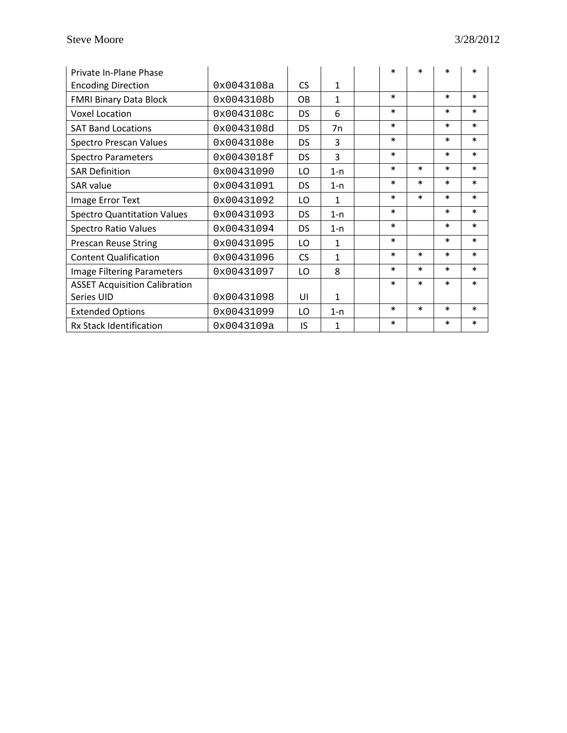| | | | | | | | | |
|---|---|---|---|---|---|---|---|---|
| Private In-Plane Phase Encoding Direction | 0x0043108a | CS | 1 | | * | * | * | * |
| FMRI Binary Data Block | 0x0043108b | OB | 1 | | * | | * | * |
| Voxel Location | 0x0043108c | DS | 6 | | * | | * | * |
| SAT Band Locations | 0x0043108d | DS | 7n | | * | | * | * |
| Spectro Prescan Values | 0x0043108e | DS | 3 | | * | | * | * |
| Spectro Parameters | 0x0043018f | DS | 3 | | * | | * | * |
| SAR Definition | 0x00431090 | LO | 1-n | | * | * | * | * |
| SAR value | 0x00431091 | DS | 1-n | | * | * | * | * |
| Image Error Text | 0x00431092 | LO | 1 | | * | * | * | * |
| Spectro Quantitation Values | 0x00431093 | DS | 1-n | | * | | * | * |
| Spectro Ratio Values | 0x00431094 | DS | 1-n | | * | | * | * |
| Prescan Reuse String | 0x00431095 | LO | 1 | | * | | * | * |
| Content Qualification | 0x00431096 | CS | 1 | | * | * | * | * |
| Image Filtering Parameters | 0x00431097 | LO | 8 | | * | * | * | * |
| ASSET Acquisition Calibration Series UID | 0x00431098 | UI | 1 | | * | * | * | * |
| Extended Options | 0x00431099 | LO | 1-n | | * | * | * | * |
| Rx Stack Identification | 0x0043109a | IS | 1 | | * | | * | * |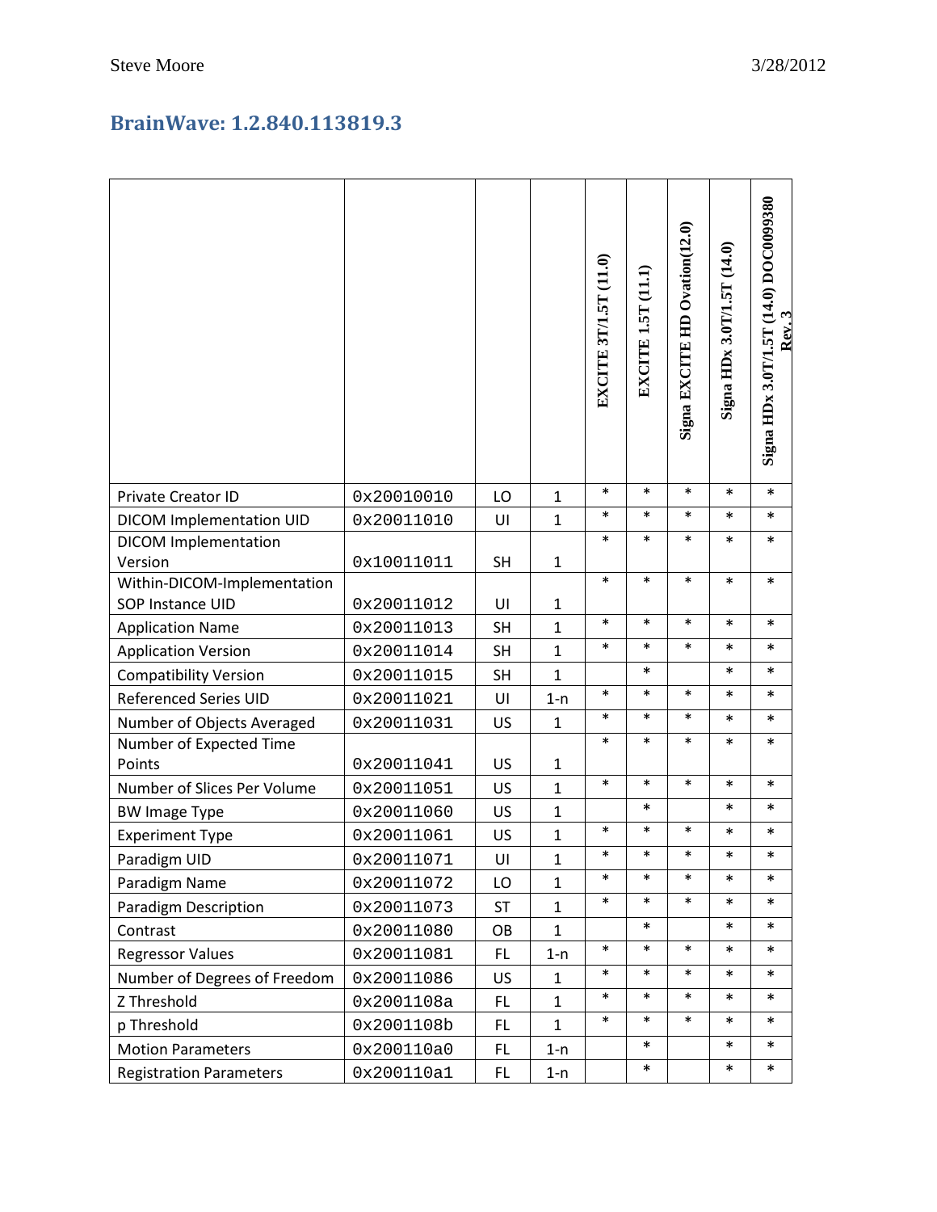## BrainWave: 1.2.840.113819.3

| | | | | EXCITE 3T/1.5T (11.0) | EXCITE 1.5T (11.1) | Signa EXCITE HD Ovation(12.0) | Signa HDx 3.0T/1.5T (14.0) | Signa HDx 3.0T/1.5T (14.0) DOC0099380 Rev. 3 |
|---|---|---|---|---|---|---|---|---|
| Private Creator ID | 0x20010010 | LO | 1 | * | * | * | * | * |
| DICOM Implementation UID | 0x20011010 | UI | 1 | * | * | * | * | * |
| DICOM Implementation Version | 0x10011011 | SH | 1 | * | * | * | * | * |
| Within-DICOM-Implementation SOP Instance UID | 0x20011012 | UI | 1 | * | * | * | * | * |
| Application Name | 0x20011013 | SH | 1 | * | * | * | * | * |
| Application Version | 0x20011014 | SH | 1 | * | * | * | * | * |
| Compatibility Version | 0x20011015 | SH | 1 | | * | | * | * |
| Referenced Series UID | 0x20011021 | UI | 1-n | * | * | * | * | * |
| Number of Objects Averaged | 0x20011031 | US | 1 | * | * | * | * | * |
| Number of Expected Time Points | 0x20011041 | US | 1 | * | * | * | * | * |
| Number of Slices Per Volume | 0x20011051 | US | 1 | * | * | * | * | * |
| BW Image Type | 0x20011060 | US | 1 | | * | | * | * |
| Experiment Type | 0x20011061 | US | 1 | * | * | * | * | * |
| Paradigm UID | 0x20011071 | UI | 1 | * | * | * | * | * |
| Paradigm Name | 0x20011072 | LO | 1 | * | * | * | * | * |
| Paradigm Description | 0x20011073 | ST | 1 | * | * | * | * | * |
| Contrast | 0x20011080 | OB | 1 | | * | | * | * |
| Regressor Values | 0x20011081 | FL | 1-n | * | * | * | * | * |
| Number of Degrees of Freedom | 0x20011086 | US | 1 | * | * | * | * | * |
| Z Threshold | 0x2001108a | FL | 1 | * | * | * | * | * |
| p Threshold | 0x2001108b | FL | 1 | * | * | * | * | * |
| Motion Parameters | 0x200110a0 | FL | 1-n | | * | | * | * |
| Registration Parameters | 0x200110a1 | FL | 1-n | | * | | * | * |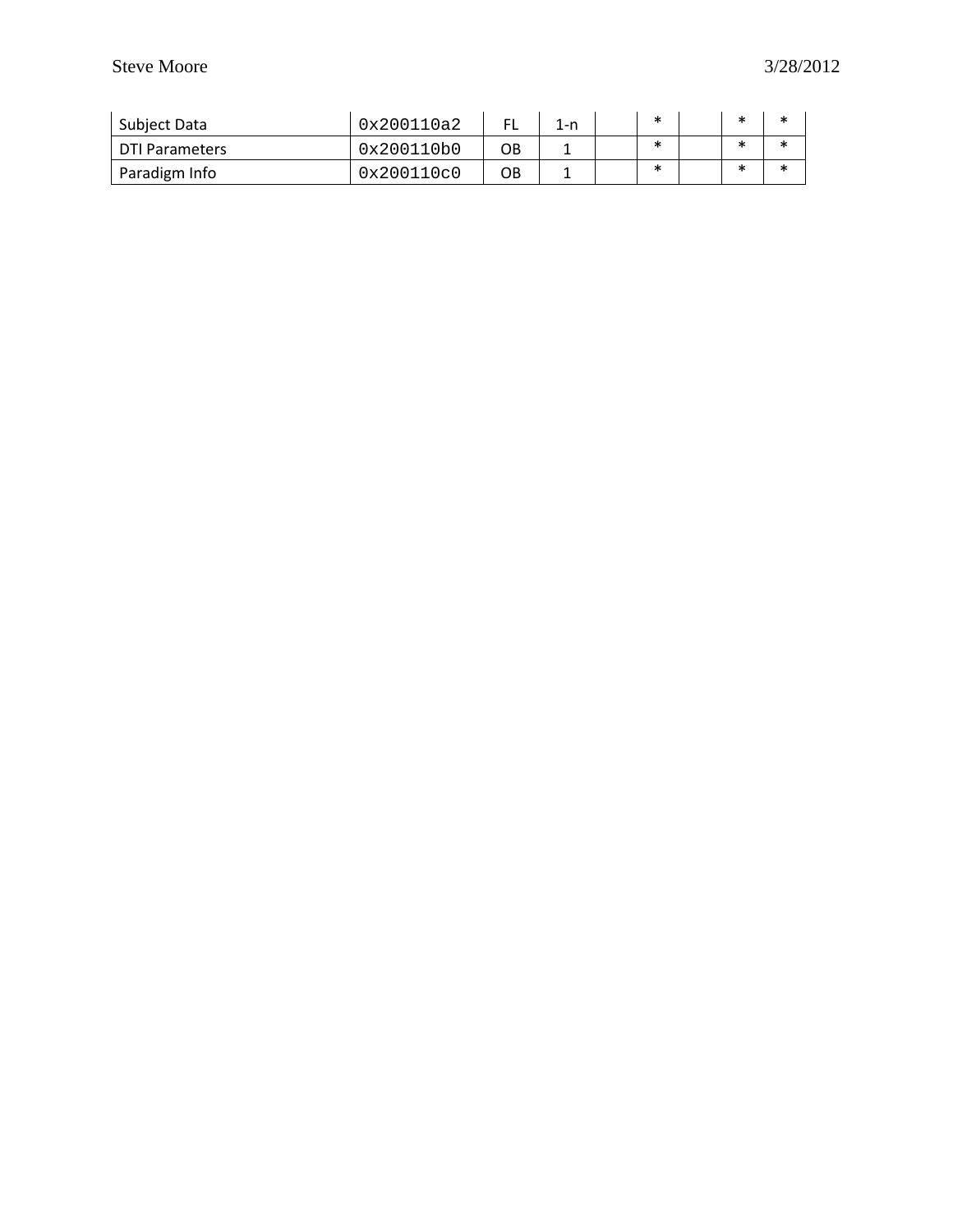| | | | | | | | | |
|---|---|---|---|---|---|---|---|---|
| Subject Data | 0x200110a2 | FL | 1-n | | * | | * | * |
| DTI Parameters | 0x200110b0 | OB | 1 | | * | | * | * |
| Paradigm Info | 0x200110c0 | OB | 1 | | * | | * | * |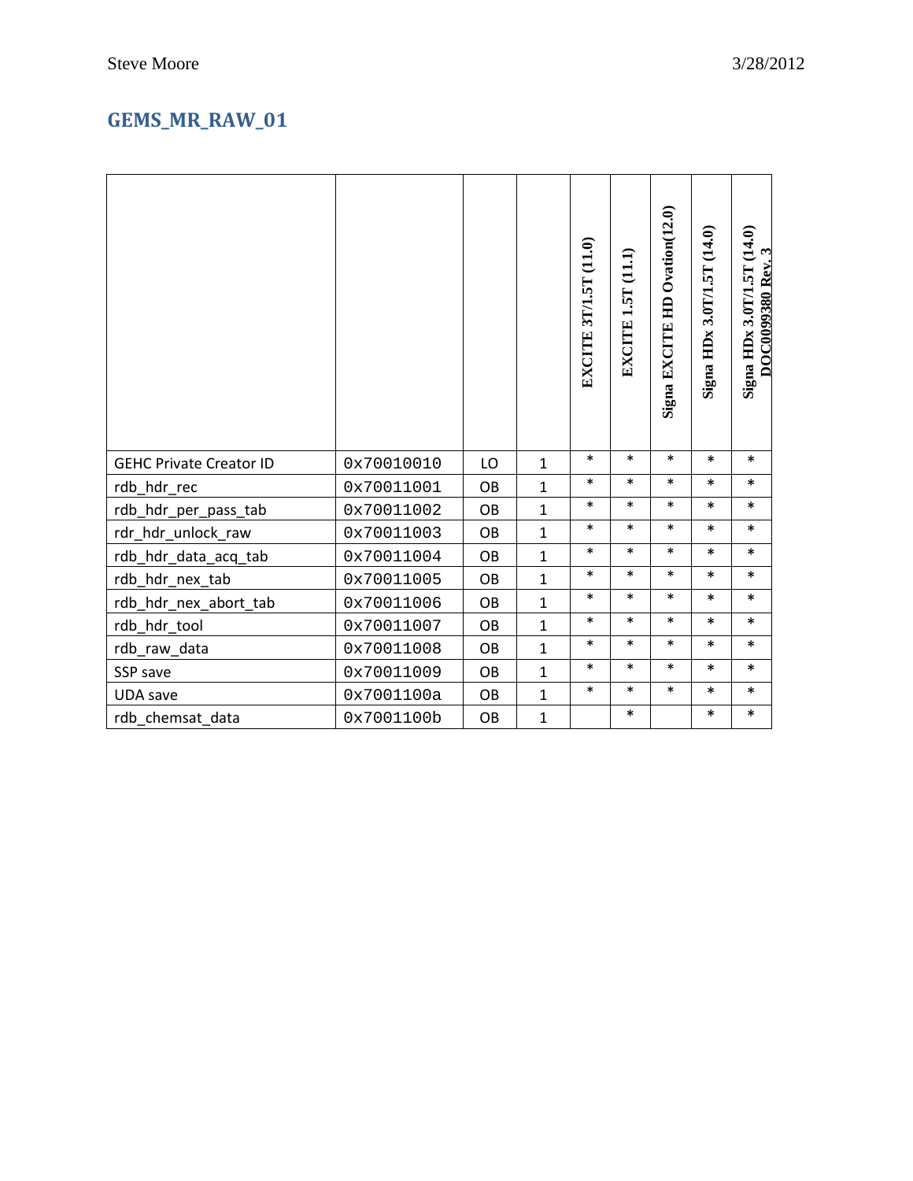## GEMS_MR_RAW_01

| | | | | EXCITE 3T/1.5T (11.0) | EXCITE 1.5T (11.1) | Signa EXCITE HD Ovation(12.0) | Signa HDx 3.0T/1.5T (14.0) | Signa HDx 3.0T/1.5T (14.0) DOC0099380 Rev. 3 |
|---|---|---|---|---|---|---|---|---|
| GEHC Private Creator ID | 0x70010010 | LO | 1 | * | * | * | * | * |
| rdb_hdr_rec | 0x70011001 | OB | 1 | * | * | * | * | * |
| rdb_hdr_per_pass_tab | 0x70011002 | OB | 1 | * | * | * | * | * |
| rdr_hdr_unlock_raw | 0x70011003 | OB | 1 | * | * | * | * | * |
| rdb_hdr_data_acq_tab | 0x70011004 | OB | 1 | * | * | * | * | * |
| rdb_hdr_nex_tab | 0x70011005 | OB | 1 | * | * | * | * | * |
| rdb_hdr_nex_abort_tab | 0x70011006 | OB | 1 | * | * | * | * | * |
| rdb_hdr_tool | 0x70011007 | OB | 1 | * | * | * | * | * |
| rdb_raw_data | 0x70011008 | OB | 1 | * | * | * | * | * |
| SSP save | 0x70011009 | OB | 1 | * | * | * | * | * |
| UDA save | 0x7001100a | OB | 1 | * | * | * | * | * |
| rdb_chemsat_data | 0x7001100b | OB | 1 | | * | | * | * |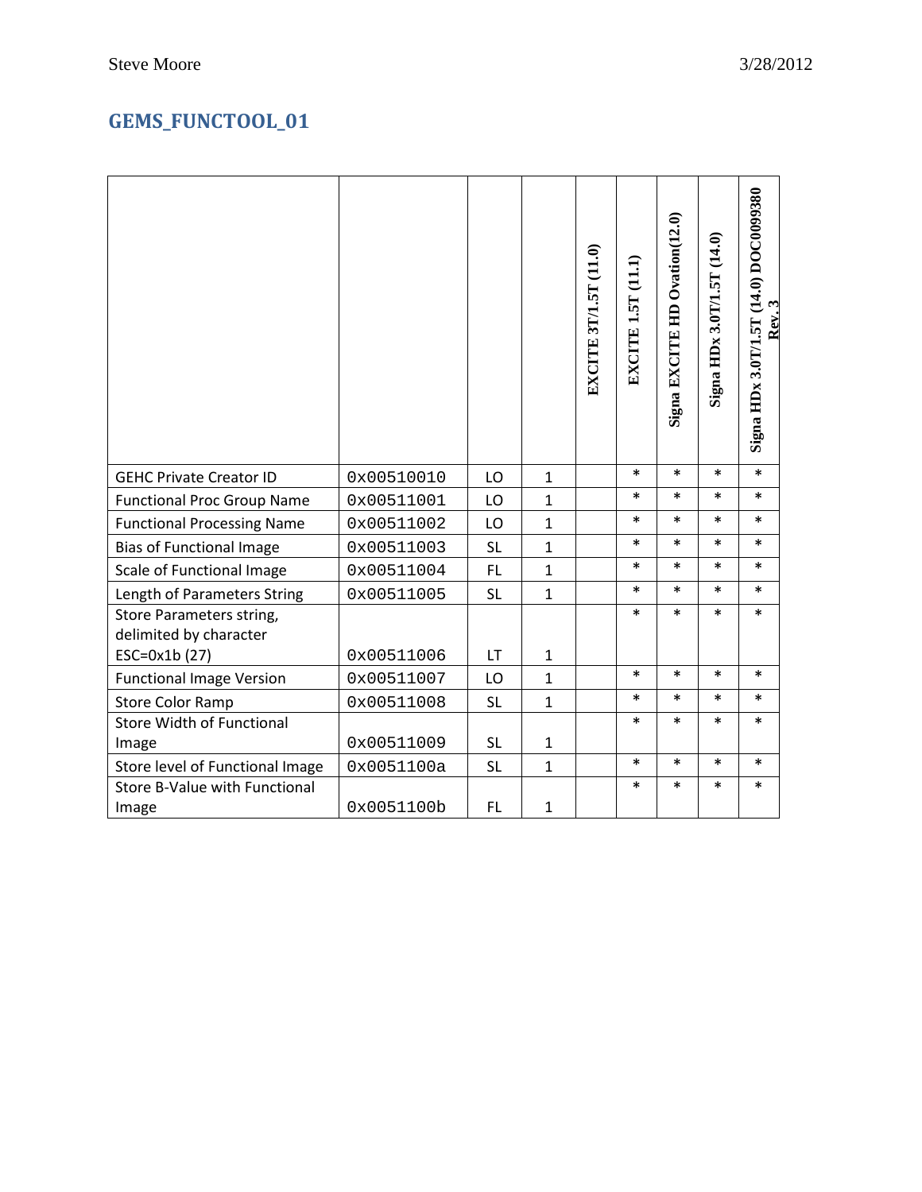## GEMS_FUNCTOOL_01

| | | | | EXCITE 3T/1.5T (11.0) | EXCITE 1.5T (11.1) | Signa EXCITE HD Ovation(12.0) | Signa HDx 3.0T/1.5T (14.0) | Signa HDx 3.0T/1.5T (14.0) DOC0099380 Rev. 3 |
|---|---|---|---|---|---|---|---|---|
| GEHC Private Creator ID | 0x00510010 | LO | 1 | | * | * | * | * |
| Functional Proc Group Name | 0x00511001 | LO | 1 | | * | * | * | * |
| Functional Processing Name | 0x00511002 | LO | 1 | | * | * | * | * |
| Bias of Functional Image | 0x00511003 | SL | 1 | | * | * | * | * |
| Scale of Functional Image | 0x00511004 | FL | 1 | | * | * | * | * |
| Length of Parameters String | 0x00511005 | SL | 1 | | * | * | * | * |
| Store Parameters string, delimited by character ESC=0x1b (27) | 0x00511006 | LT | 1 | | * | * | * | * |
| Functional Image Version | 0x00511007 | LO | 1 | | * | * | * | * |
| Store Color Ramp | 0x00511008 | SL | 1 | | * | * | * | * |
| Store Width of Functional Image | 0x00511009 | SL | 1 | | * | * | * | * |
| Store level of Functional Image | 0x0051100a | SL | 1 | | * | * | * | * |
| Store B-Value with Functional Image | 0x0051100b | FL | 1 | | * | * | * | * |